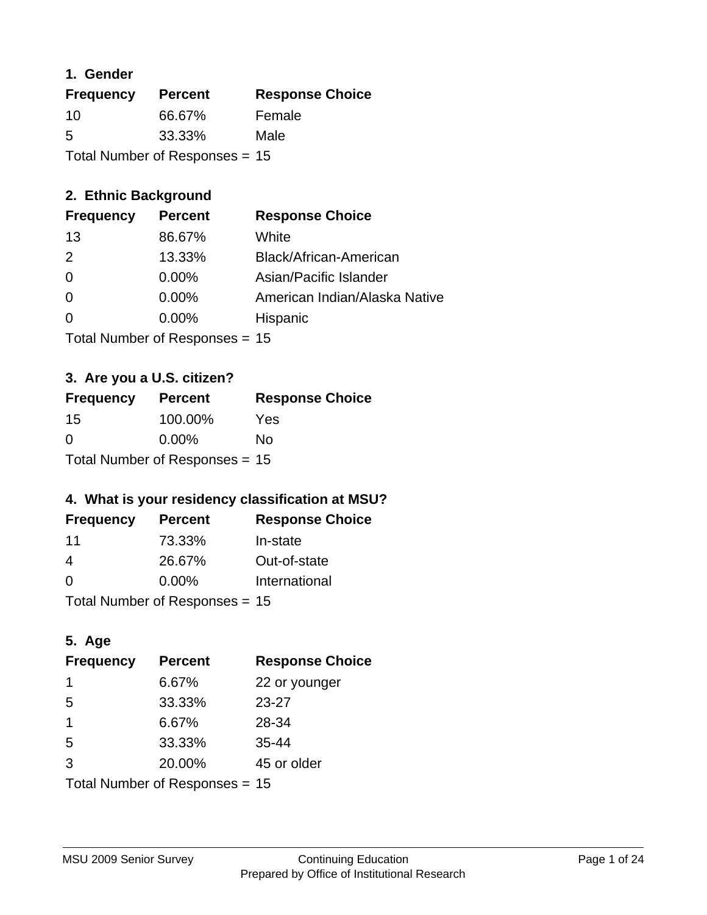### 1. Gender

| Frequency | Percent | Response Choice |
|---|---|---|
| 10 | 66.67% | Female |
| 5 | 33.33% | Male |

Total Number of Responses = 15

### 2. Ethnic Background

| Frequency | Percent | Response Choice |
|---|---|---|
| 13 | 86.67% | White |
| 2 | 13.33% | Black/African-American |
| 0 | 0.00% | Asian/Pacific Islander |
| 0 | 0.00% | American Indian/Alaska Native |
| 0 | 0.00% | Hispanic |

Total Number of Responses = 15

### 3. Are you a U.S. citizen?

| Frequency | Percent | Response Choice |
|---|---|---|
| 15 | 100.00% | Yes |
| 0 | 0.00% | No |

Total Number of Responses = 15

### 4. What is your residency classification at MSU?

| Frequency | Percent | Response Choice |
|---|---|---|
| 11 | 73.33% | In-state |
| 4 | 26.67% | Out-of-state |
| 0 | 0.00% | International |

Total Number of Responses = 15

### 5. Age

| Frequency | Percent | Response Choice |
|---|---|---|
| 1 | 6.67% | 22 or younger |
| 5 | 33.33% | 23-27 |
| 1 | 6.67% | 28-34 |
| 5 | 33.33% | 35-44 |
| 3 | 20.00% | 45 or older |

Total Number of Responses = 15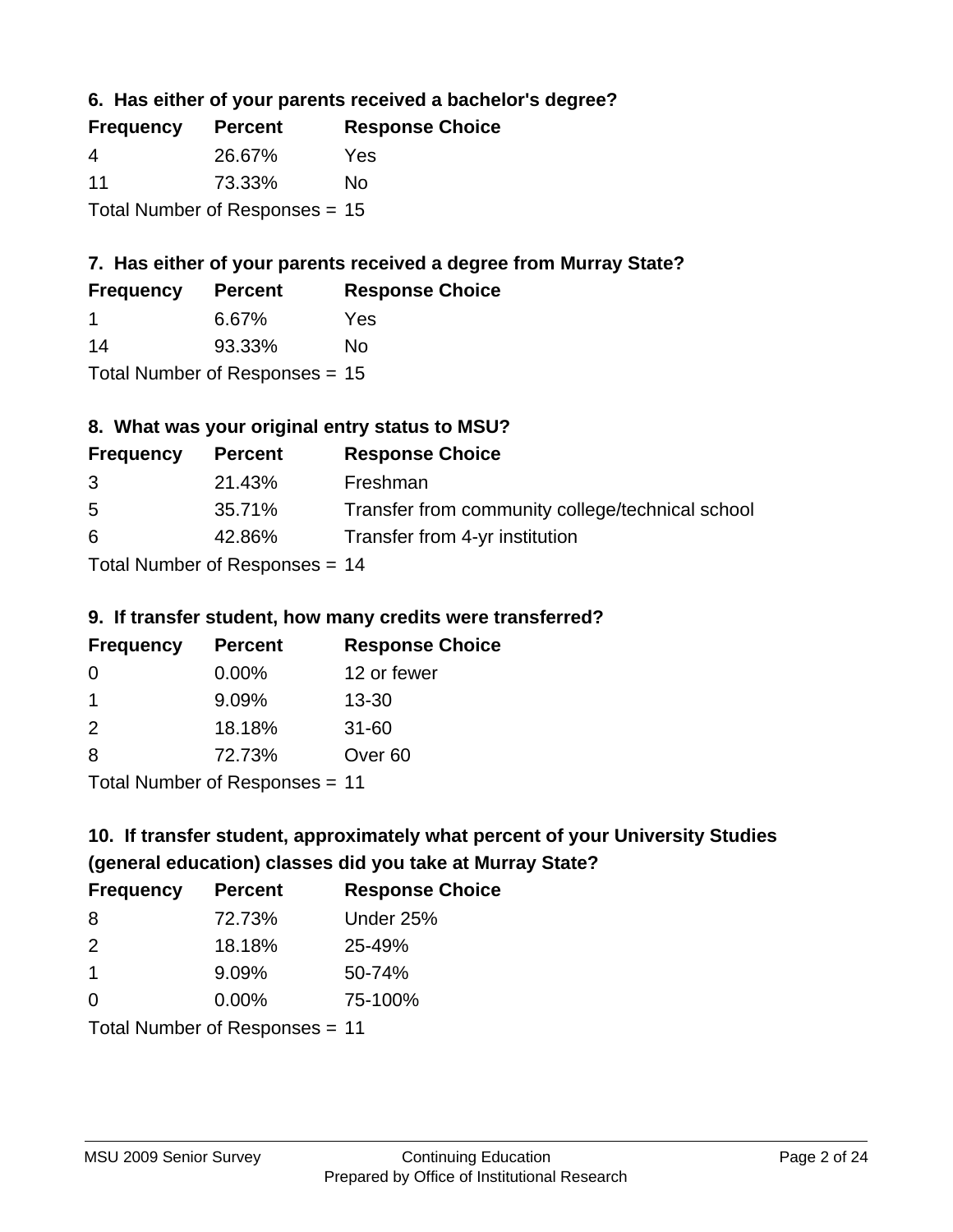### 6. Has either of your parents received a bachelor's degree?

| Frequency | Percent | Response Choice |
| --- | --- | --- |
| 4 | 26.67% | Yes |
| 11 | 73.33% | No |

Total Number of Responses = 15

### 7. Has either of your parents received a degree from Murray State?

| Frequency | Percent | Response Choice |
| --- | --- | --- |
| 1 | 6.67% | Yes |
| 14 | 93.33% | No |

Total Number of Responses = 15

### 8. What was your original entry status to MSU?

| Frequency | Percent | Response Choice |
| --- | --- | --- |
| 3 | 21.43% | Freshman |
| 5 | 35.71% | Transfer from community college/technical school |
| 6 | 42.86% | Transfer from 4-yr institution |

Total Number of Responses = 14

### 9. If transfer student, how many credits were transferred?

| Frequency | Percent | Response Choice |
| --- | --- | --- |
| 0 | 0.00% | 12 or fewer |
| 1 | 9.09% | 13-30 |
| 2 | 18.18% | 31-60 |
| 8 | 72.73% | Over 60 |

Total Number of Responses = 11

### 10. If transfer student, approximately what percent of your University Studies (general education) classes did you take at Murray State?

| Frequency | Percent | Response Choice |
| --- | --- | --- |
| 8 | 72.73% | Under 25% |
| 2 | 18.18% | 25-49% |
| 1 | 9.09% | 50-74% |
| 0 | 0.00% | 75-100% |

Total Number of Responses = 11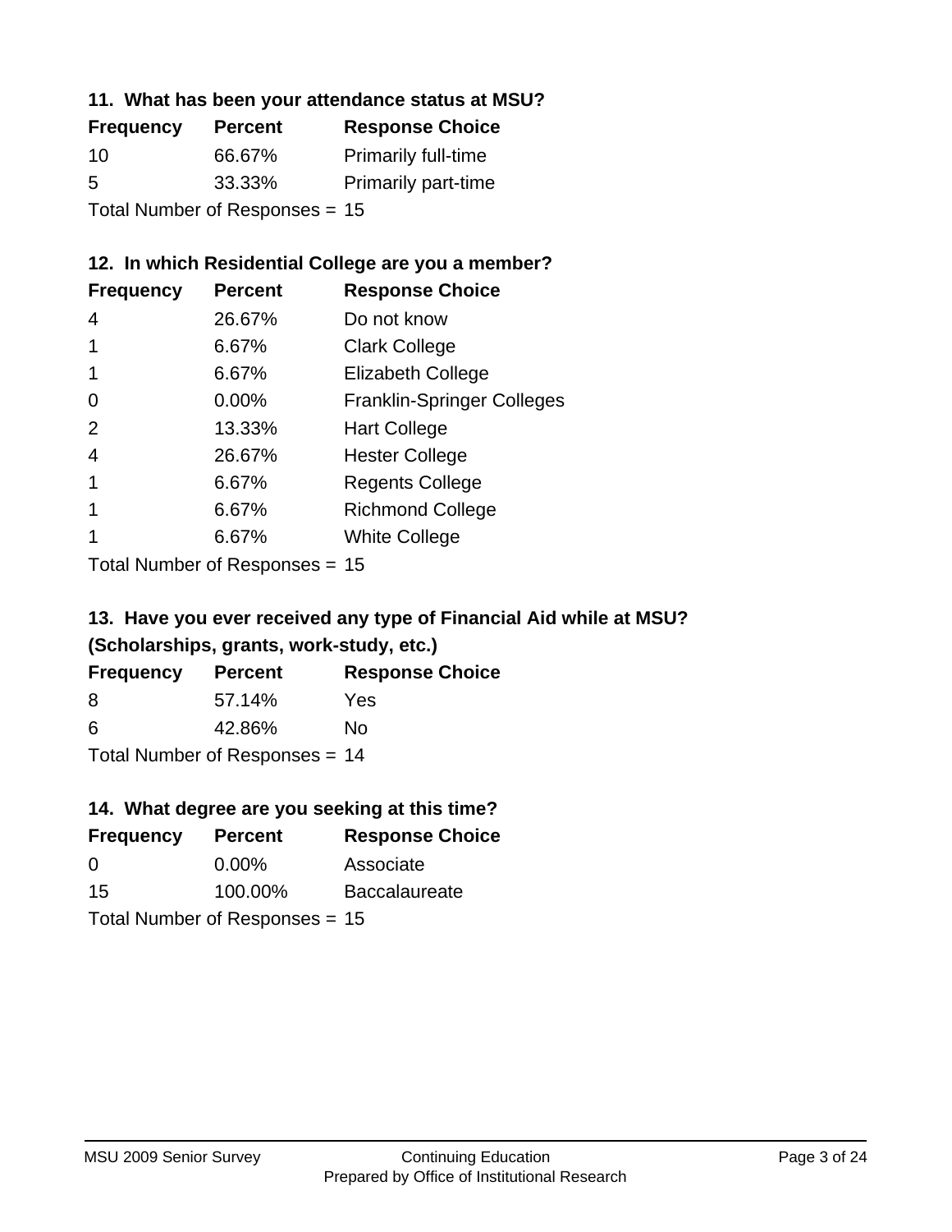### 11. What has been your attendance status at MSU?

| Frequency | Percent | Response Choice |
|---|---|---|
| 10 | 66.67% | Primarily full-time |
| 5 | 33.33% | Primarily part-time |

Total Number of Responses = 15

### 12. In which Residential College are you a member?

| Frequency | Percent | Response Choice |
|---|---|---|
| 4 | 26.67% | Do not know |
| 1 | 6.67% | Clark College |
| 1 | 6.67% | Elizabeth College |
| 0 | 0.00% | Franklin-Springer Colleges |
| 2 | 13.33% | Hart College |
| 4 | 26.67% | Hester College |
| 1 | 6.67% | Regents College |
| 1 | 6.67% | Richmond College |
| 1 | 6.67% | White College |

Total Number of Responses = 15

### 13. Have you ever received any type of Financial Aid while at MSU? (Scholarships, grants, work-study, etc.)

| Frequency | Percent | Response Choice |
|---|---|---|
| 8 | 57.14% | Yes |
| 6 | 42.86% | No |

Total Number of Responses = 14

### 14. What degree are you seeking at this time?

| Frequency | Percent | Response Choice |
|---|---|---|
| 0 | 0.00% | Associate |
| 15 | 100.00% | Baccalaureate |

Total Number of Responses = 15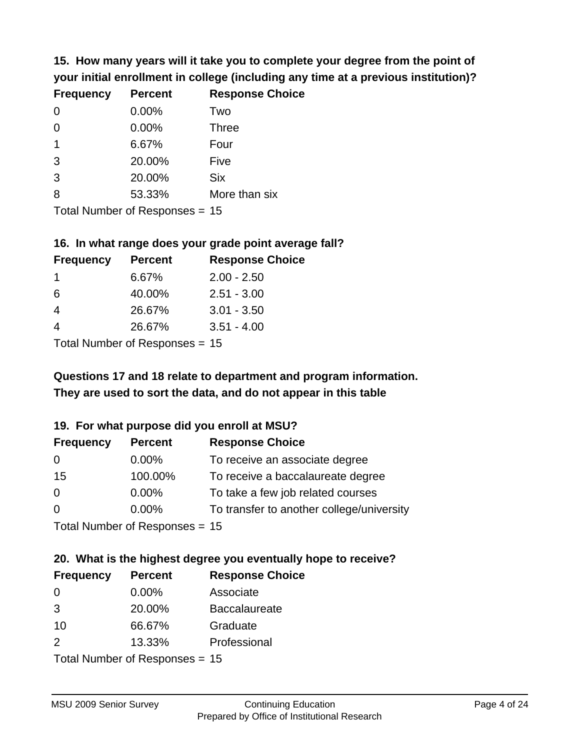**15. How many years will it take you to complete your degree from the point of your initial enrollment in college (including any time at a previous institution)?**

| Frequency | Percent | Response Choice |
|---|---|---|
| 0 | 0.00% | Two |
| 0 | 0.00% | Three |
| 1 | 6.67% | Four |
| 3 | 20.00% | Five |
| 3 | 20.00% | Six |
| 8 | 53.33% | More than six |

Total Number of Responses = 15

**16. In what range does your grade point average fall?**

| Frequency | Percent | Response Choice |
|---|---|---|
| 1 | 6.67% | 2.00 - 2.50 |
| 6 | 40.00% | 2.51 - 3.00 |
| 4 | 26.67% | 3.01 - 3.50 |
| 4 | 26.67% | 3.51 - 4.00 |

Total Number of Responses = 15

**Questions 17 and 18 relate to department and program information. They are used to sort the data, and do not appear in this table**

**19. For what purpose did you enroll at MSU?**

| Frequency | Percent | Response Choice |
|---|---|---|
| 0 | 0.00% | To receive an associate degree |
| 15 | 100.00% | To receive a baccalaureate degree |
| 0 | 0.00% | To take a few job related courses |
| 0 | 0.00% | To transfer to another college/university |

Total Number of Responses = 15

**20. What is the highest degree you eventually hope to receive?**

| Frequency | Percent | Response Choice |
|---|---|---|
| 0 | 0.00% | Associate |
| 3 | 20.00% | Baccalaureate |
| 10 | 66.67% | Graduate |
| 2 | 13.33% | Professional |

Total Number of Responses = 15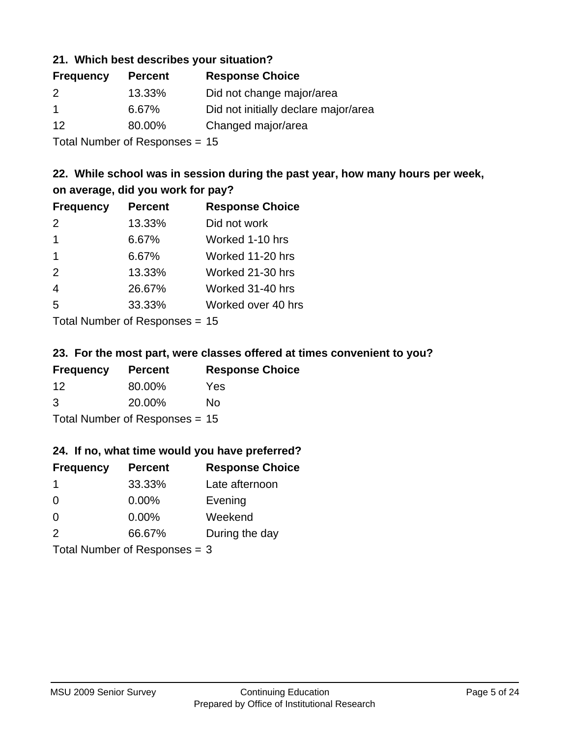### 21. Which best describes your situation?

| Frequency | Percent | Response Choice |
|---|---|---|
| 2 | 13.33% | Did not change major/area |
| 1 | 6.67% | Did not initially declare major/area |
| 12 | 80.00% | Changed major/area |

Total Number of Responses = 15

### 22. While school was in session during the past year, how many hours per week, on average, did you work for pay?

| Frequency | Percent | Response Choice |
|---|---|---|
| 2 | 13.33% | Did not work |
| 1 | 6.67% | Worked 1-10 hrs |
| 1 | 6.67% | Worked 11-20 hrs |
| 2 | 13.33% | Worked 21-30 hrs |
| 4 | 26.67% | Worked 31-40 hrs |
| 5 | 33.33% | Worked over 40 hrs |

Total Number of Responses = 15

### 23. For the most part, were classes offered at times convenient to you?

| Frequency | Percent | Response Choice |
|---|---|---|
| 12 | 80.00% | Yes |
| 3 | 20.00% | No |

Total Number of Responses = 15

### 24. If no, what time would you have preferred?

| Frequency | Percent | Response Choice |
|---|---|---|
| 1 | 33.33% | Late afternoon |
| 0 | 0.00% | Evening |
| 0 | 0.00% | Weekend |
| 2 | 66.67% | During the day |

Total Number of Responses = 3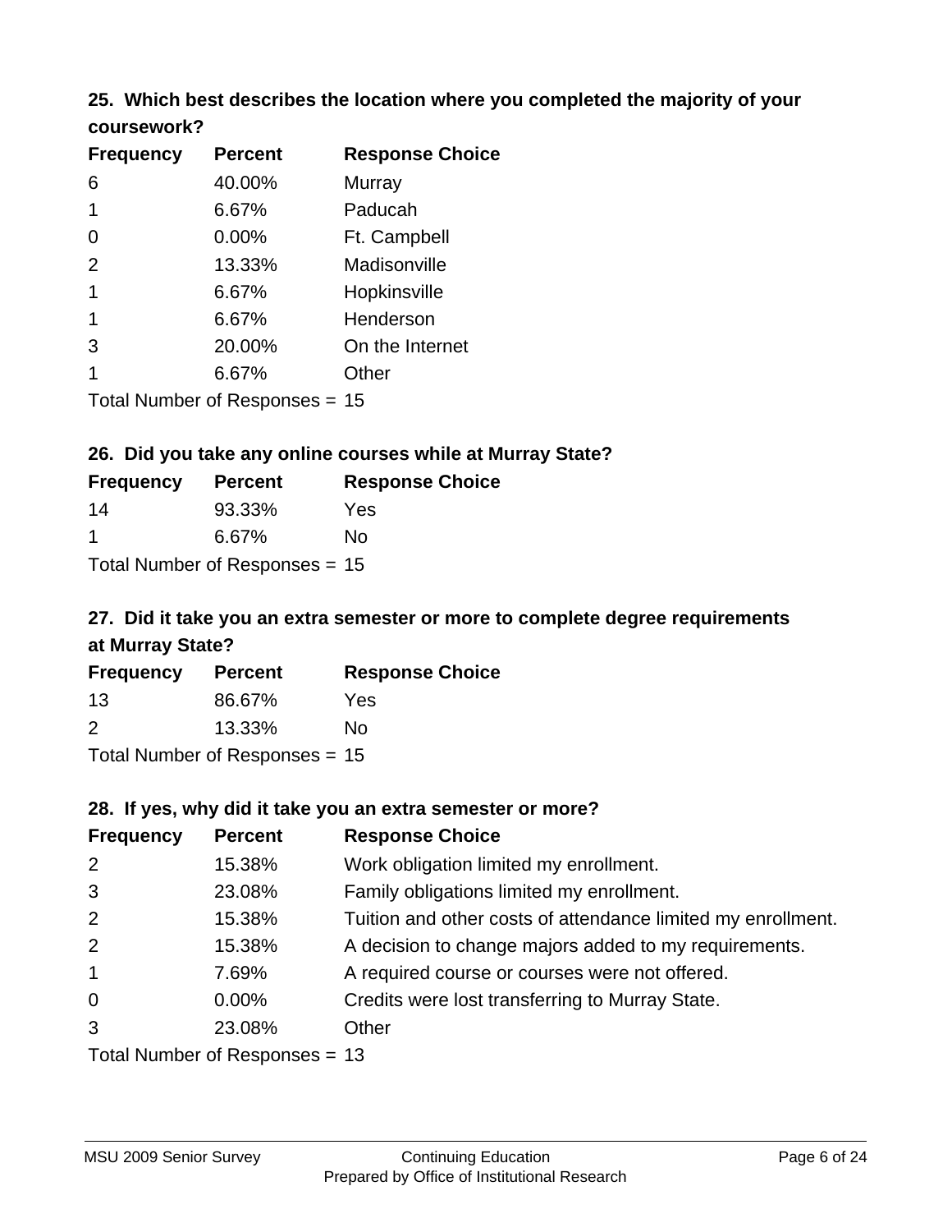### 25. Which best describes the location where you completed the majority of your coursework?

| Frequency | Percent | Response Choice |
|---|---|---|
| 6 | 40.00% | Murray |
| 1 | 6.67% | Paducah |
| 0 | 0.00% | Ft. Campbell |
| 2 | 13.33% | Madisonville |
| 1 | 6.67% | Hopkinsville |
| 1 | 6.67% | Henderson |
| 3 | 20.00% | On the Internet |
| 1 | 6.67% | Other |

Total Number of Responses = 15

### 26. Did you take any online courses while at Murray State?

| Frequency | Percent | Response Choice |
|---|---|---|
| 14 | 93.33% | Yes |
| 1 | 6.67% | No |

Total Number of Responses = 15

### 27. Did it take you an extra semester or more to complete degree requirements at Murray State?

| Frequency | Percent | Response Choice |
|---|---|---|
| 13 | 86.67% | Yes |
| 2 | 13.33% | No |

Total Number of Responses = 15

### 28. If yes, why did it take you an extra semester or more?

| Frequency | Percent | Response Choice |
|---|---|---|
| 2 | 15.38% | Work obligation limited my enrollment. |
| 3 | 23.08% | Family obligations limited my enrollment. |
| 2 | 15.38% | Tuition and other costs of attendance limited my enrollment. |
| 2 | 15.38% | A decision to change majors added to my requirements. |
| 1 | 7.69% | A required course or courses were not offered. |
| 0 | 0.00% | Credits were lost transferring to Murray State. |
| 3 | 23.08% | Other |

Total Number of Responses = 13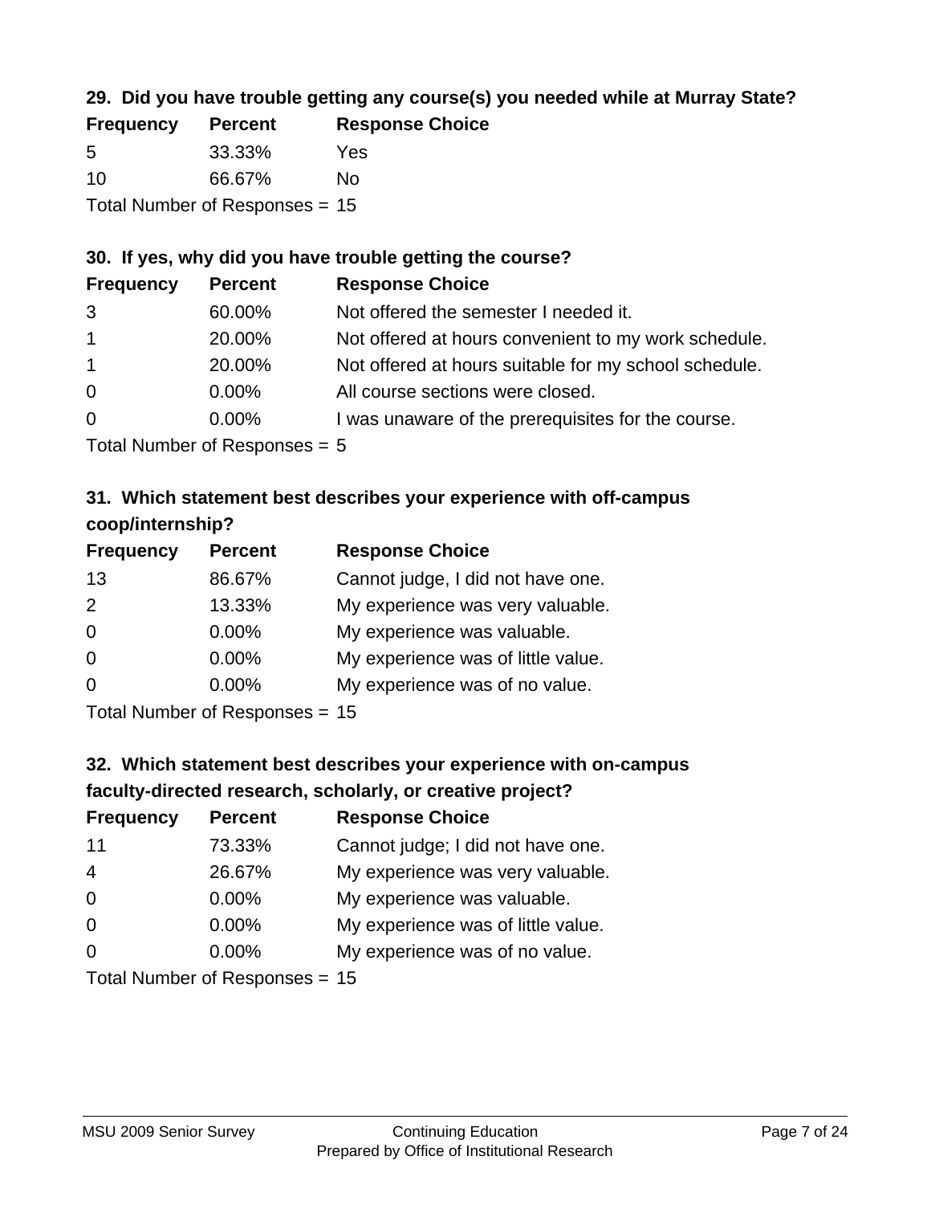### 29. Did you have trouble getting any course(s) you needed while at Murray State?

| Frequency | Percent | Response Choice |
|---|---|---|
| 5 | 33.33% | Yes |
| 10 | 66.67% | No |

Total Number of Responses = 15

### 30. If yes, why did you have trouble getting the course?

| Frequency | Percent | Response Choice |
|---|---|---|
| 3 | 60.00% | Not offered the semester I needed it. |
| 1 | 20.00% | Not offered at hours convenient to my work schedule. |
| 1 | 20.00% | Not offered at hours suitable for my school schedule. |
| 0 | 0.00% | All course sections were closed. |
| 0 | 0.00% | I was unaware of the prerequisites for the course. |

Total Number of Responses = 5

### 31. Which statement best describes your experience with off-campus coop/internship?

| Frequency | Percent | Response Choice |
|---|---|---|
| 13 | 86.67% | Cannot judge, I did not have one. |
| 2 | 13.33% | My experience was very valuable. |
| 0 | 0.00% | My experience was valuable. |
| 0 | 0.00% | My experience was of little value. |
| 0 | 0.00% | My experience was of no value. |

Total Number of Responses = 15

### 32. Which statement best describes your experience with on-campus faculty-directed research, scholarly, or creative project?

| Frequency | Percent | Response Choice |
|---|---|---|
| 11 | 73.33% | Cannot judge; I did not have one. |
| 4 | 26.67% | My experience was very valuable. |
| 0 | 0.00% | My experience was valuable. |
| 0 | 0.00% | My experience was of little value. |
| 0 | 0.00% | My experience was of no value. |

Total Number of Responses = 15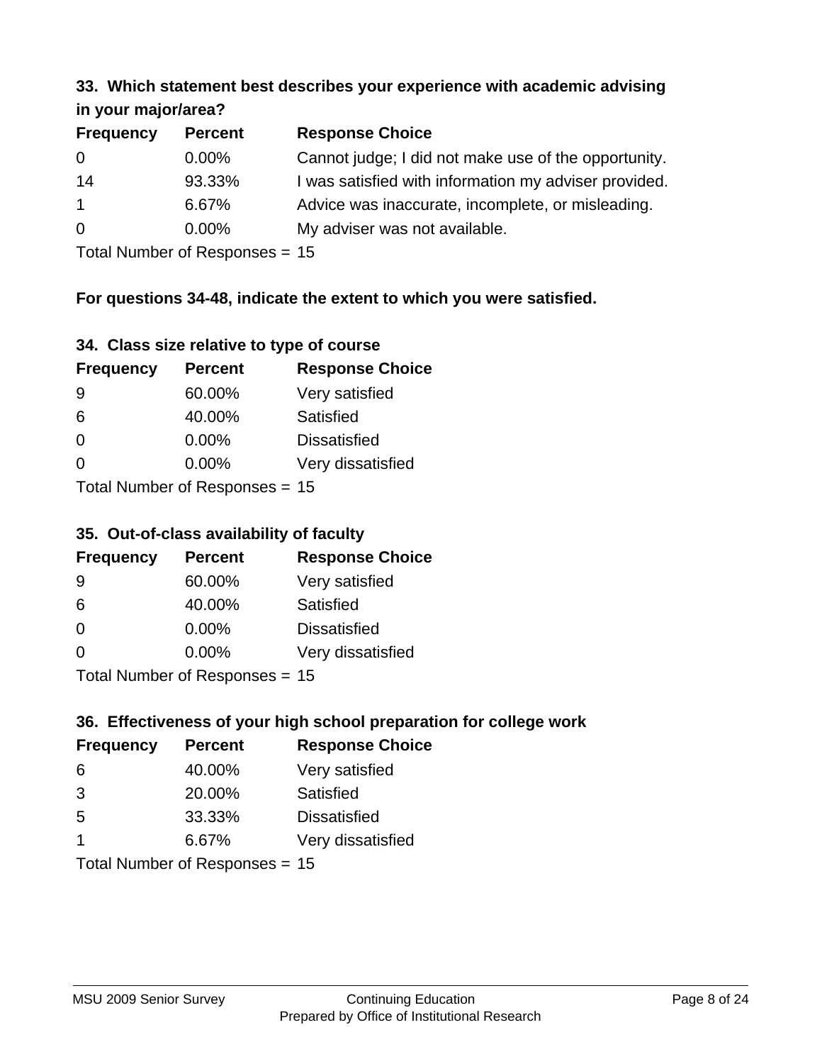### 33. Which statement best describes your experience with academic advising in your major/area?

| Frequency | Percent | Response Choice |
|---|---|---|
| 0 | 0.00% | Cannot judge; I did not make use of the opportunity. |
| 14 | 93.33% | I was satisfied with information my adviser provided. |
| 1 | 6.67% | Advice was inaccurate, incomplete, or misleading. |
| 0 | 0.00% | My adviser was not available. |

Total Number of Responses = 15

**For questions 34-48, indicate the extent to which you were satisfied.**

### 34. Class size relative to type of course

| Frequency | Percent | Response Choice |
|---|---|---|
| 9 | 60.00% | Very satisfied |
| 6 | 40.00% | Satisfied |
| 0 | 0.00% | Dissatisfied |
| 0 | 0.00% | Very dissatisfied |

Total Number of Responses = 15

### 35. Out-of-class availability of faculty

| Frequency | Percent | Response Choice |
|---|---|---|
| 9 | 60.00% | Very satisfied |
| 6 | 40.00% | Satisfied |
| 0 | 0.00% | Dissatisfied |
| 0 | 0.00% | Very dissatisfied |

Total Number of Responses = 15

### 36. Effectiveness of your high school preparation for college work

| Frequency | Percent | Response Choice |
|---|---|---|
| 6 | 40.00% | Very satisfied |
| 3 | 20.00% | Satisfied |
| 5 | 33.33% | Dissatisfied |
| 1 | 6.67% | Very dissatisfied |

Total Number of Responses = 15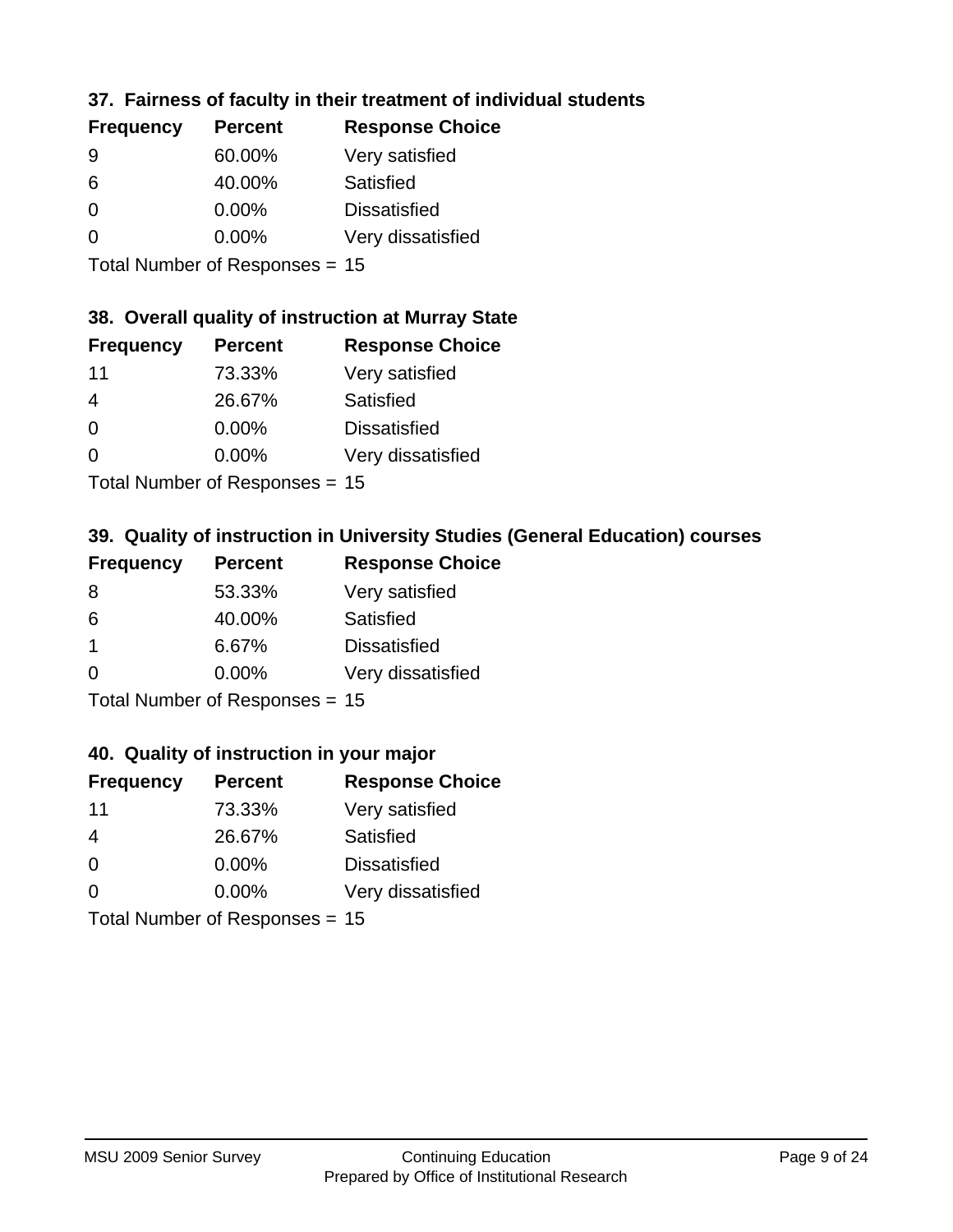### 37. Fairness of faculty in their treatment of individual students

| Frequency | Percent | Response Choice |
|---|---|---|
| 9 | 60.00% | Very satisfied |
| 6 | 40.00% | Satisfied |
| 0 | 0.00% | Dissatisfied |
| 0 | 0.00% | Very dissatisfied |

Total Number of Responses = 15

### 38. Overall quality of instruction at Murray State

| Frequency | Percent | Response Choice |
|---|---|---|
| 11 | 73.33% | Very satisfied |
| 4 | 26.67% | Satisfied |
| 0 | 0.00% | Dissatisfied |
| 0 | 0.00% | Very dissatisfied |

Total Number of Responses = 15

### 39. Quality of instruction in University Studies (General Education) courses

| Frequency | Percent | Response Choice |
|---|---|---|
| 8 | 53.33% | Very satisfied |
| 6 | 40.00% | Satisfied |
| 1 | 6.67% | Dissatisfied |
| 0 | 0.00% | Very dissatisfied |

Total Number of Responses = 15

### 40. Quality of instruction in your major

| Frequency | Percent | Response Choice |
|---|---|---|
| 11 | 73.33% | Very satisfied |
| 4 | 26.67% | Satisfied |
| 0 | 0.00% | Dissatisfied |
| 0 | 0.00% | Very dissatisfied |

Total Number of Responses = 15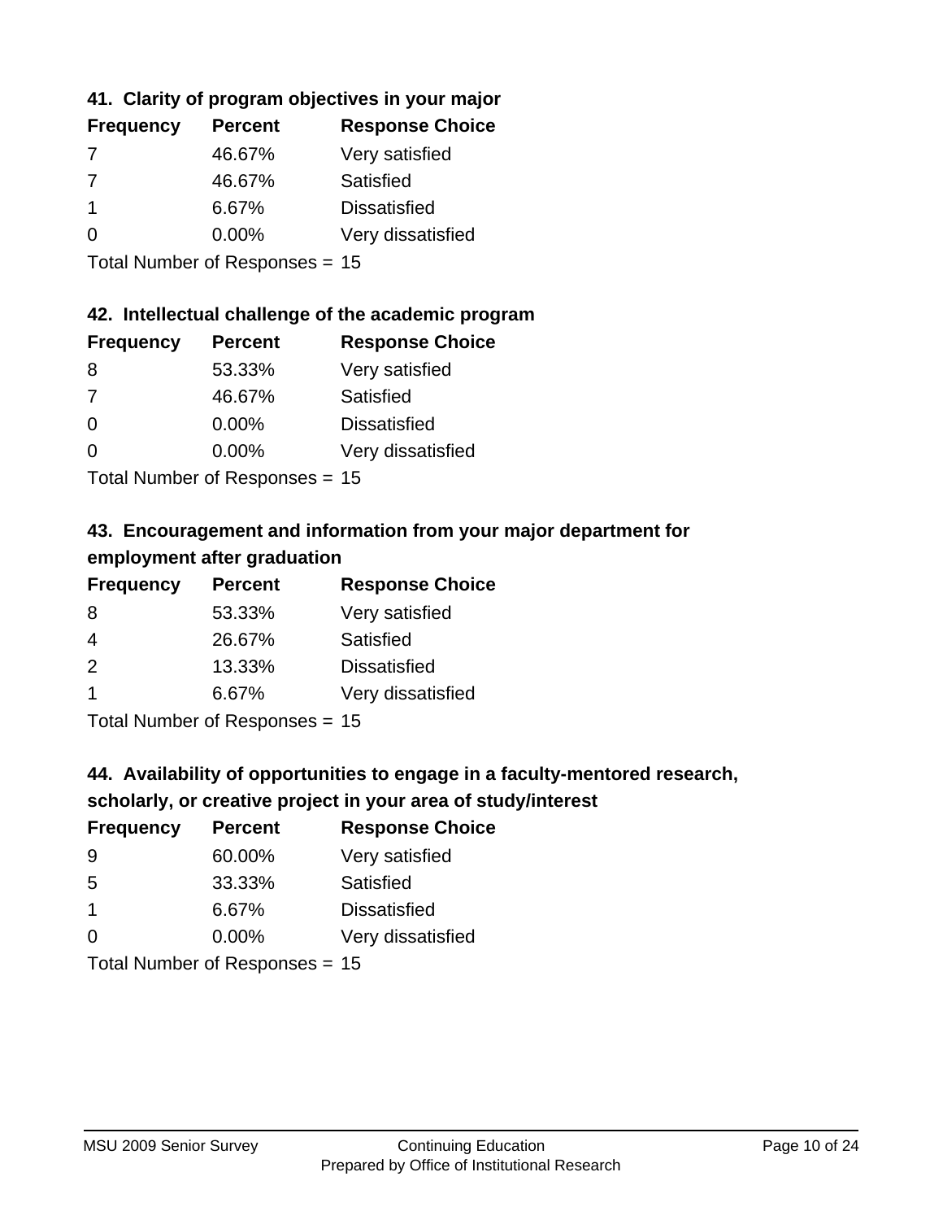### 41. Clarity of program objectives in your major

| Frequency | Percent | Response Choice |
|---|---|---|
| 7 | 46.67% | Very satisfied |
| 7 | 46.67% | Satisfied |
| 1 | 6.67% | Dissatisfied |
| 0 | 0.00% | Very dissatisfied |

Total Number of Responses = 15

### 42. Intellectual challenge of the academic program

| Frequency | Percent | Response Choice |
|---|---|---|
| 8 | 53.33% | Very satisfied |
| 7 | 46.67% | Satisfied |
| 0 | 0.00% | Dissatisfied |
| 0 | 0.00% | Very dissatisfied |

Total Number of Responses = 15

### 43. Encouragement and information from your major department for employment after graduation

| Frequency | Percent | Response Choice |
|---|---|---|
| 8 | 53.33% | Very satisfied |
| 4 | 26.67% | Satisfied |
| 2 | 13.33% | Dissatisfied |
| 1 | 6.67% | Very dissatisfied |

Total Number of Responses = 15

### 44. Availability of opportunities to engage in a faculty-mentored research, scholarly, or creative project in your area of study/interest

| Frequency | Percent | Response Choice |
|---|---|---|
| 9 | 60.00% | Very satisfied |
| 5 | 33.33% | Satisfied |
| 1 | 6.67% | Dissatisfied |
| 0 | 0.00% | Very dissatisfied |

Total Number of Responses = 15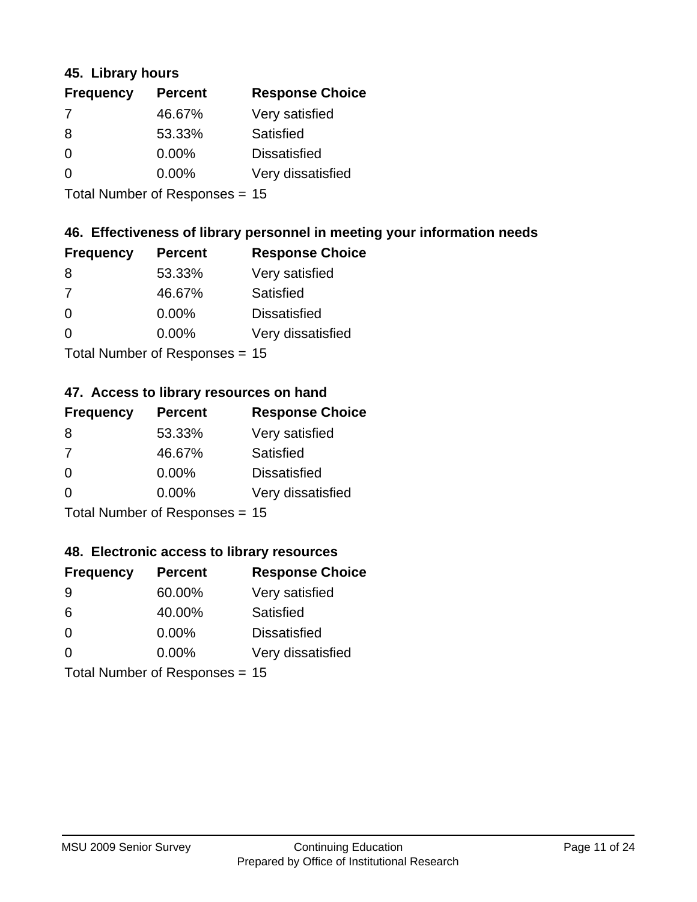### 45. Library hours

| Frequency | Percent | Response Choice |
| --- | --- | --- |
| 7 | 46.67% | Very satisfied |
| 8 | 53.33% | Satisfied |
| 0 | 0.00% | Dissatisfied |
| 0 | 0.00% | Very dissatisfied |

Total Number of Responses = 15

### 46. Effectiveness of library personnel in meeting your information needs

| Frequency | Percent | Response Choice |
| --- | --- | --- |
| 8 | 53.33% | Very satisfied |
| 7 | 46.67% | Satisfied |
| 0 | 0.00% | Dissatisfied |
| 0 | 0.00% | Very dissatisfied |

Total Number of Responses = 15

### 47. Access to library resources on hand

| Frequency | Percent | Response Choice |
| --- | --- | --- |
| 8 | 53.33% | Very satisfied |
| 7 | 46.67% | Satisfied |
| 0 | 0.00% | Dissatisfied |
| 0 | 0.00% | Very dissatisfied |

Total Number of Responses = 15

### 48. Electronic access to library resources

| Frequency | Percent | Response Choice |
| --- | --- | --- |
| 9 | 60.00% | Very satisfied |
| 6 | 40.00% | Satisfied |
| 0 | 0.00% | Dissatisfied |
| 0 | 0.00% | Very dissatisfied |

Total Number of Responses = 15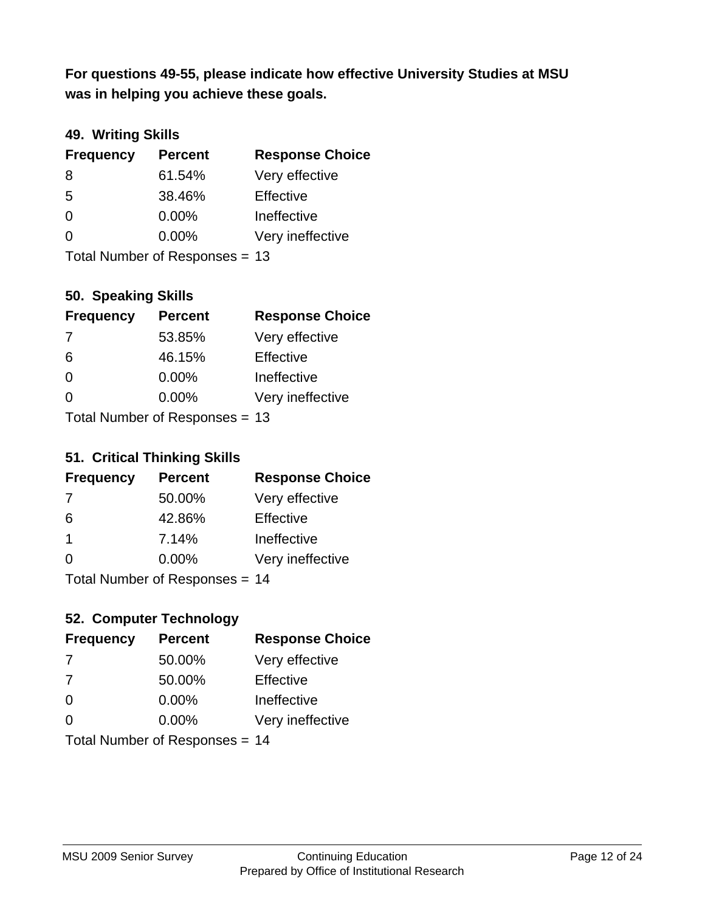**For questions 49-55, please indicate how effective University Studies at MSU was in helping you achieve these goals.**

### 49. Writing Skills

| Frequency | Percent | Response Choice |
|---|---|---|
| 8 | 61.54% | Very effective |
| 5 | 38.46% | Effective |
| 0 | 0.00% | Ineffective |
| 0 | 0.00% | Very ineffective |

Total Number of Responses = 13

### 50. Speaking Skills

| Frequency | Percent | Response Choice |
|---|---|---|
| 7 | 53.85% | Very effective |
| 6 | 46.15% | Effective |
| 0 | 0.00% | Ineffective |
| 0 | 0.00% | Very ineffective |

Total Number of Responses = 13

### 51. Critical Thinking Skills

| Frequency | Percent | Response Choice |
|---|---|---|
| 7 | 50.00% | Very effective |
| 6 | 42.86% | Effective |
| 1 | 7.14% | Ineffective |
| 0 | 0.00% | Very ineffective |

Total Number of Responses = 14

### 52. Computer Technology

| Frequency | Percent | Response Choice |
|---|---|---|
| 7 | 50.00% | Very effective |
| 7 | 50.00% | Effective |
| 0 | 0.00% | Ineffective |
| 0 | 0.00% | Very ineffective |

Total Number of Responses = 14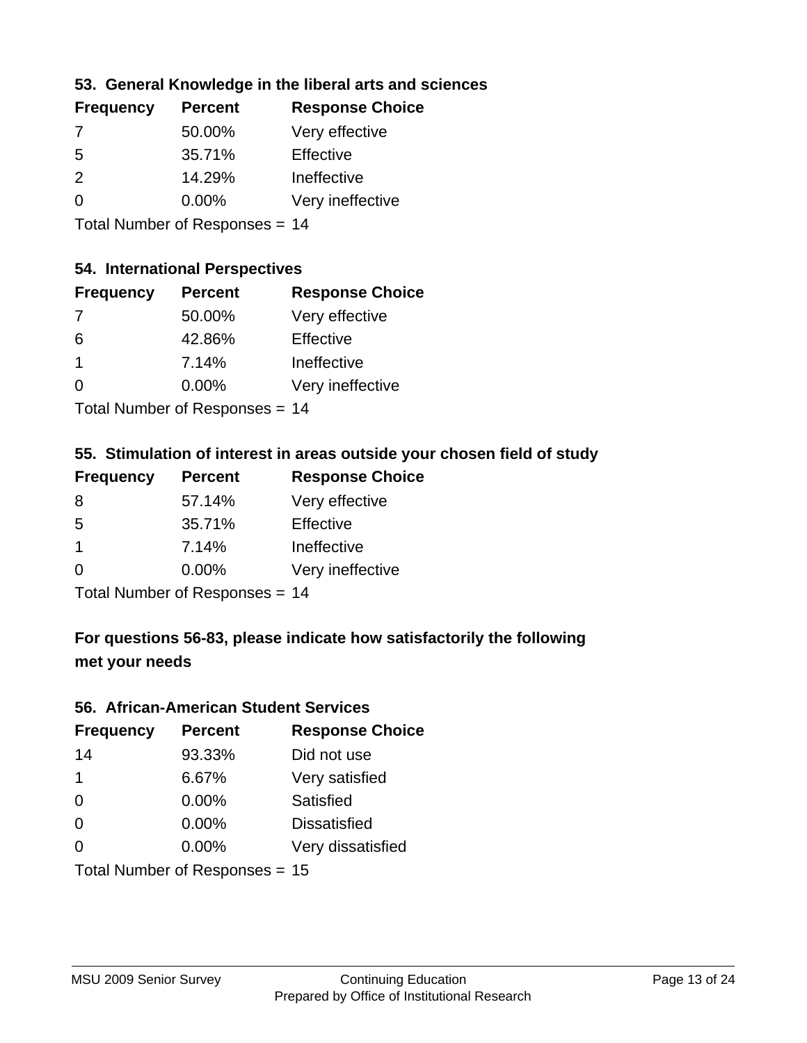### 53. General Knowledge in the liberal arts and sciences

| Frequency | Percent | Response Choice |
| --- | --- | --- |
| 7 | 50.00% | Very effective |
| 5 | 35.71% | Effective |
| 2 | 14.29% | Ineffective |
| 0 | 0.00% | Very ineffective |

Total Number of Responses = 14

### 54. International Perspectives

| Frequency | Percent | Response Choice |
| --- | --- | --- |
| 7 | 50.00% | Very effective |
| 6 | 42.86% | Effective |
| 1 | 7.14% | Ineffective |
| 0 | 0.00% | Very ineffective |

Total Number of Responses = 14

### 55. Stimulation of interest in areas outside your chosen field of study

| Frequency | Percent | Response Choice |
| --- | --- | --- |
| 8 | 57.14% | Very effective |
| 5 | 35.71% | Effective |
| 1 | 7.14% | Ineffective |
| 0 | 0.00% | Very ineffective |

Total Number of Responses = 14

## For questions 56-83, please indicate how satisfactorily the following met your needs

### 56. African-American Student Services

| Frequency | Percent | Response Choice |
| --- | --- | --- |
| 14 | 93.33% | Did not use |
| 1 | 6.67% | Very satisfied |
| 0 | 0.00% | Satisfied |
| 0 | 0.00% | Dissatisfied |
| 0 | 0.00% | Very dissatisfied |

Total Number of Responses = 15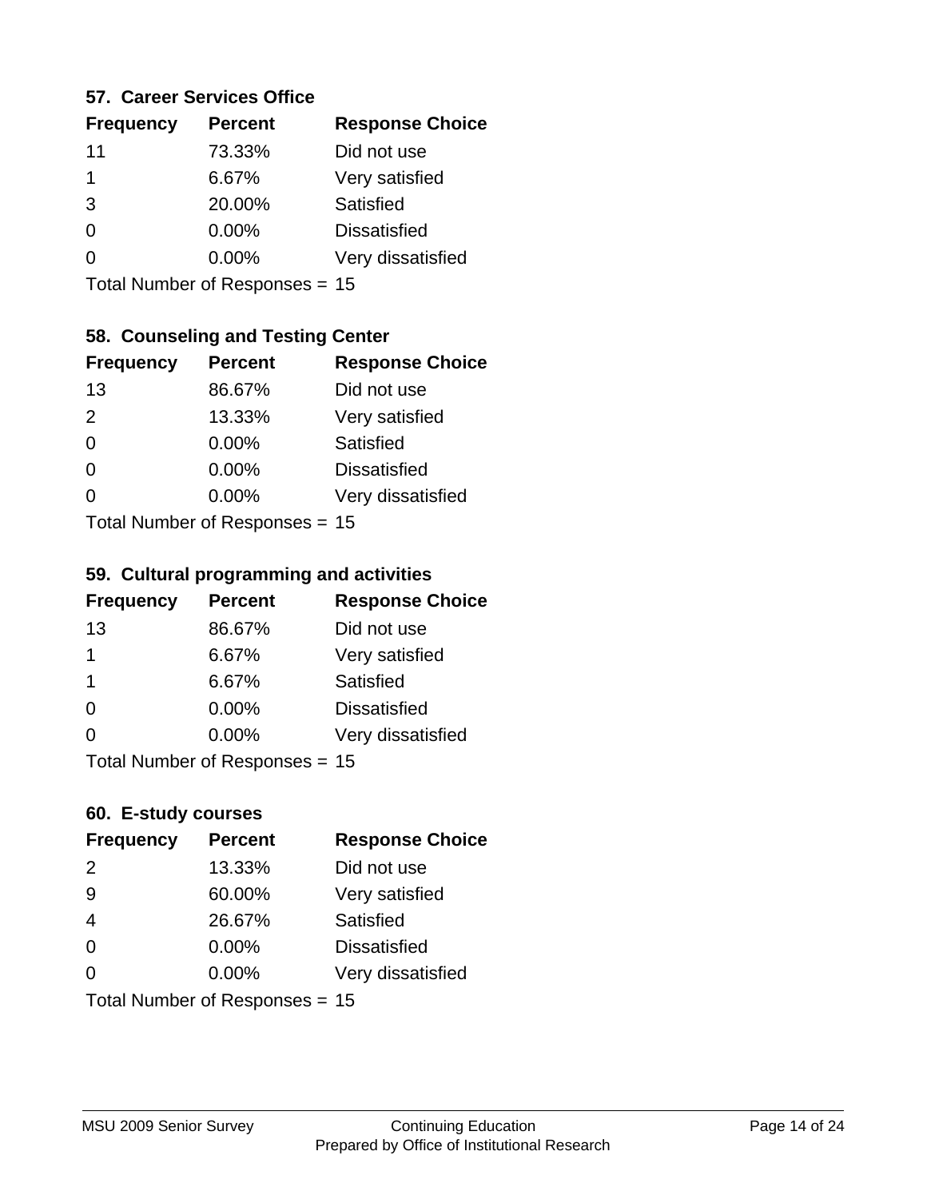### 57. Career Services Office

| Frequency | Percent | Response Choice |
|---|---|---|
| 11 | 73.33% | Did not use |
| 1 | 6.67% | Very satisfied |
| 3 | 20.00% | Satisfied |
| 0 | 0.00% | Dissatisfied |
| 0 | 0.00% | Very dissatisfied |

Total Number of Responses = 15

### 58. Counseling and Testing Center

| Frequency | Percent | Response Choice |
|---|---|---|
| 13 | 86.67% | Did not use |
| 2 | 13.33% | Very satisfied |
| 0 | 0.00% | Satisfied |
| 0 | 0.00% | Dissatisfied |
| 0 | 0.00% | Very dissatisfied |

Total Number of Responses = 15

### 59. Cultural programming and activities

| Frequency | Percent | Response Choice |
|---|---|---|
| 13 | 86.67% | Did not use |
| 1 | 6.67% | Very satisfied |
| 1 | 6.67% | Satisfied |
| 0 | 0.00% | Dissatisfied |
| 0 | 0.00% | Very dissatisfied |

Total Number of Responses = 15

### 60. E-study courses

| Frequency | Percent | Response Choice |
|---|---|---|
| 2 | 13.33% | Did not use |
| 9 | 60.00% | Very satisfied |
| 4 | 26.67% | Satisfied |
| 0 | 0.00% | Dissatisfied |
| 0 | 0.00% | Very dissatisfied |

Total Number of Responses = 15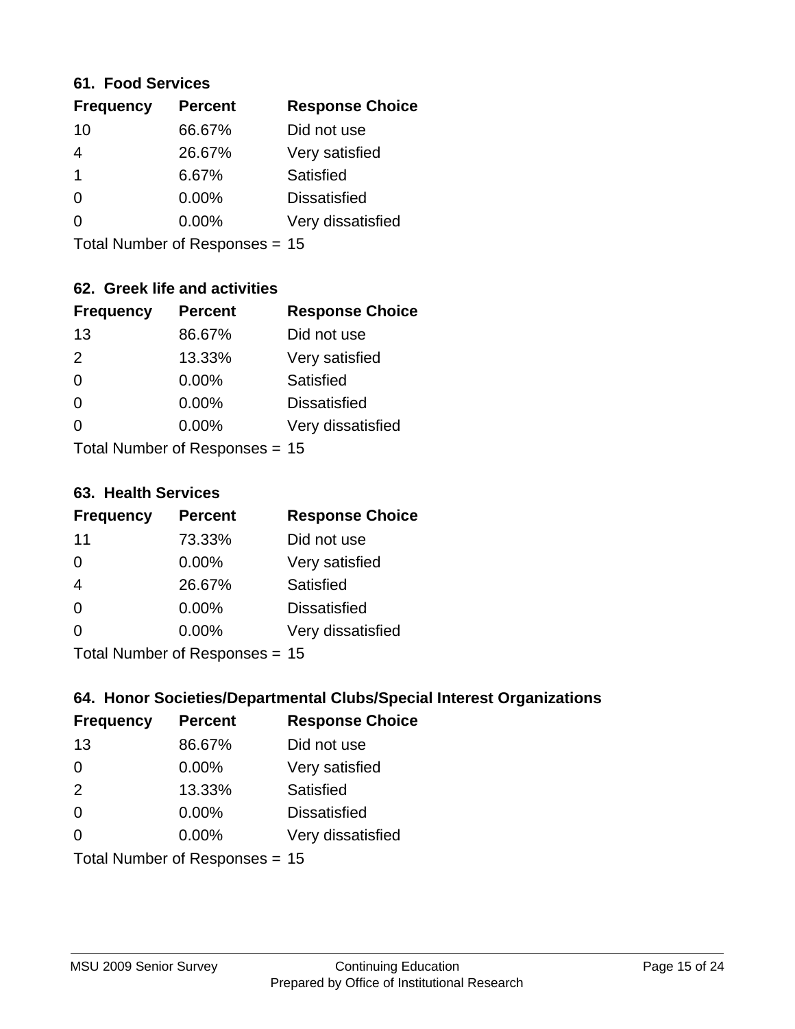### 61. Food Services

| Frequency | Percent | Response Choice |
|---|---|---|
| 10 | 66.67% | Did not use |
| 4 | 26.67% | Very satisfied |
| 1 | 6.67% | Satisfied |
| 0 | 0.00% | Dissatisfied |
| 0 | 0.00% | Very dissatisfied |

Total Number of Responses = 15

### 62. Greek life and activities

| Frequency | Percent | Response Choice |
|---|---|---|
| 13 | 86.67% | Did not use |
| 2 | 13.33% | Very satisfied |
| 0 | 0.00% | Satisfied |
| 0 | 0.00% | Dissatisfied |
| 0 | 0.00% | Very dissatisfied |

Total Number of Responses = 15

### 63. Health Services

| Frequency | Percent | Response Choice |
|---|---|---|
| 11 | 73.33% | Did not use |
| 0 | 0.00% | Very satisfied |
| 4 | 26.67% | Satisfied |
| 0 | 0.00% | Dissatisfied |
| 0 | 0.00% | Very dissatisfied |

Total Number of Responses = 15

### 64. Honor Societies/Departmental Clubs/Special Interest Organizations

| Frequency | Percent | Response Choice |
|---|---|---|
| 13 | 86.67% | Did not use |
| 0 | 0.00% | Very satisfied |
| 2 | 13.33% | Satisfied |
| 0 | 0.00% | Dissatisfied |
| 0 | 0.00% | Very dissatisfied |

Total Number of Responses = 15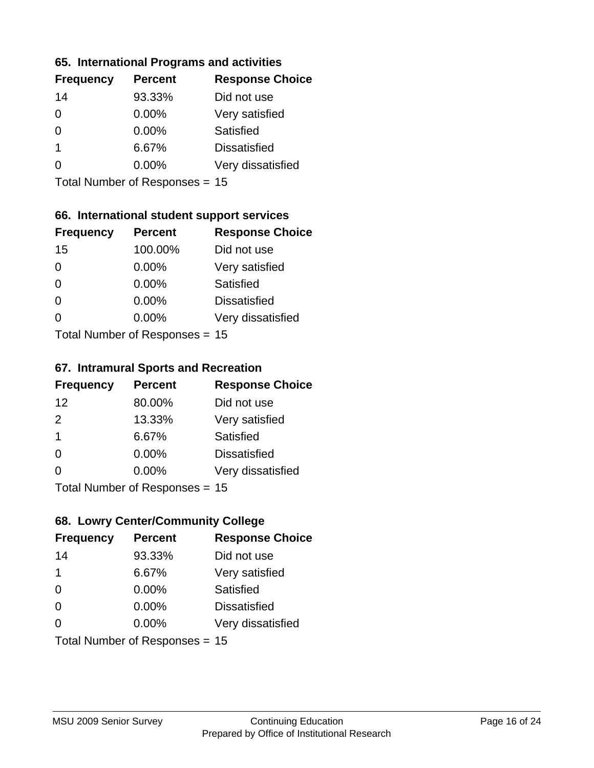### 65. International Programs and activities

| Frequency | Percent | Response Choice |
|---|---|---|
| 14 | 93.33% | Did not use |
| 0 | 0.00% | Very satisfied |
| 0 | 0.00% | Satisfied |
| 1 | 6.67% | Dissatisfied |
| 0 | 0.00% | Very dissatisfied |

Total Number of Responses = 15

### 66. International student support services

| Frequency | Percent | Response Choice |
|---|---|---|
| 15 | 100.00% | Did not use |
| 0 | 0.00% | Very satisfied |
| 0 | 0.00% | Satisfied |
| 0 | 0.00% | Dissatisfied |
| 0 | 0.00% | Very dissatisfied |

Total Number of Responses = 15

### 67. Intramural Sports and Recreation

| Frequency | Percent | Response Choice |
|---|---|---|
| 12 | 80.00% | Did not use |
| 2 | 13.33% | Very satisfied |
| 1 | 6.67% | Satisfied |
| 0 | 0.00% | Dissatisfied |
| 0 | 0.00% | Very dissatisfied |

Total Number of Responses = 15

### 68. Lowry Center/Community College

| Frequency | Percent | Response Choice |
|---|---|---|
| 14 | 93.33% | Did not use |
| 1 | 6.67% | Very satisfied |
| 0 | 0.00% | Satisfied |
| 0 | 0.00% | Dissatisfied |
| 0 | 0.00% | Very dissatisfied |

Total Number of Responses = 15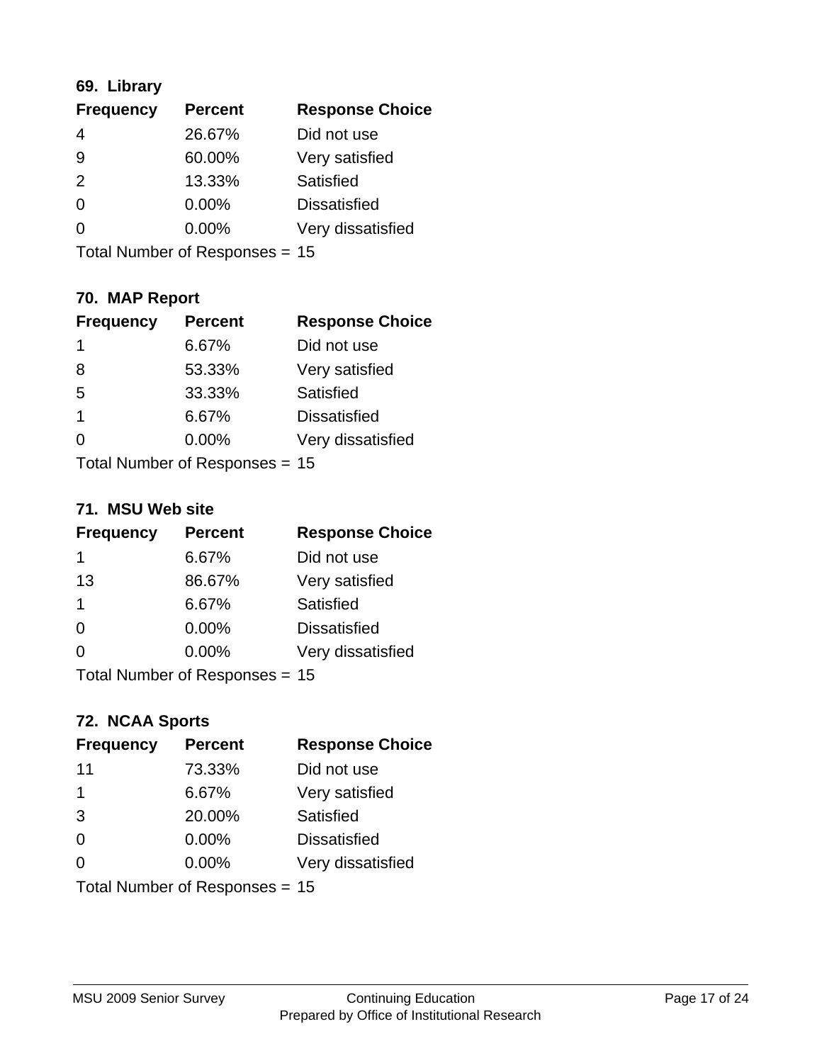### 69. Library

| Frequency | Percent | Response Choice |
|---|---|---|
| 4 | 26.67% | Did not use |
| 9 | 60.00% | Very satisfied |
| 2 | 13.33% | Satisfied |
| 0 | 0.00% | Dissatisfied |
| 0 | 0.00% | Very dissatisfied |

Total Number of Responses = 15

### 70. MAP Report

| Frequency | Percent | Response Choice |
|---|---|---|
| 1 | 6.67% | Did not use |
| 8 | 53.33% | Very satisfied |
| 5 | 33.33% | Satisfied |
| 1 | 6.67% | Dissatisfied |
| 0 | 0.00% | Very dissatisfied |

Total Number of Responses = 15

### 71. MSU Web site

| Frequency | Percent | Response Choice |
|---|---|---|
| 1 | 6.67% | Did not use |
| 13 | 86.67% | Very satisfied |
| 1 | 6.67% | Satisfied |
| 0 | 0.00% | Dissatisfied |
| 0 | 0.00% | Very dissatisfied |

Total Number of Responses = 15

### 72. NCAA Sports

| Frequency | Percent | Response Choice |
|---|---|---|
| 11 | 73.33% | Did not use |
| 1 | 6.67% | Very satisfied |
| 3 | 20.00% | Satisfied |
| 0 | 0.00% | Dissatisfied |
| 0 | 0.00% | Very dissatisfied |

Total Number of Responses = 15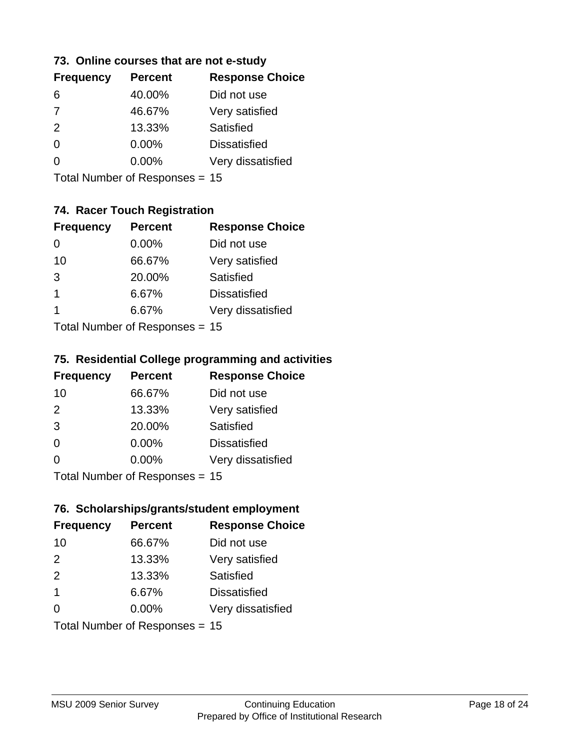### 73. Online courses that are not e-study

| Frequency | Percent | Response Choice |
|---|---|---|
| 6 | 40.00% | Did not use |
| 7 | 46.67% | Very satisfied |
| 2 | 13.33% | Satisfied |
| 0 | 0.00% | Dissatisfied |
| 0 | 0.00% | Very dissatisfied |

Total Number of Responses = 15

### 74. Racer Touch Registration

| Frequency | Percent | Response Choice |
|---|---|---|
| 0 | 0.00% | Did not use |
| 10 | 66.67% | Very satisfied |
| 3 | 20.00% | Satisfied |
| 1 | 6.67% | Dissatisfied |
| 1 | 6.67% | Very dissatisfied |

Total Number of Responses = 15

### 75. Residential College programming and activities

| Frequency | Percent | Response Choice |
|---|---|---|
| 10 | 66.67% | Did not use |
| 2 | 13.33% | Very satisfied |
| 3 | 20.00% | Satisfied |
| 0 | 0.00% | Dissatisfied |
| 0 | 0.00% | Very dissatisfied |

Total Number of Responses = 15

### 76. Scholarships/grants/student employment

| Frequency | Percent | Response Choice |
|---|---|---|
| 10 | 66.67% | Did not use |
| 2 | 13.33% | Very satisfied |
| 2 | 13.33% | Satisfied |
| 1 | 6.67% | Dissatisfied |
| 0 | 0.00% | Very dissatisfied |

Total Number of Responses = 15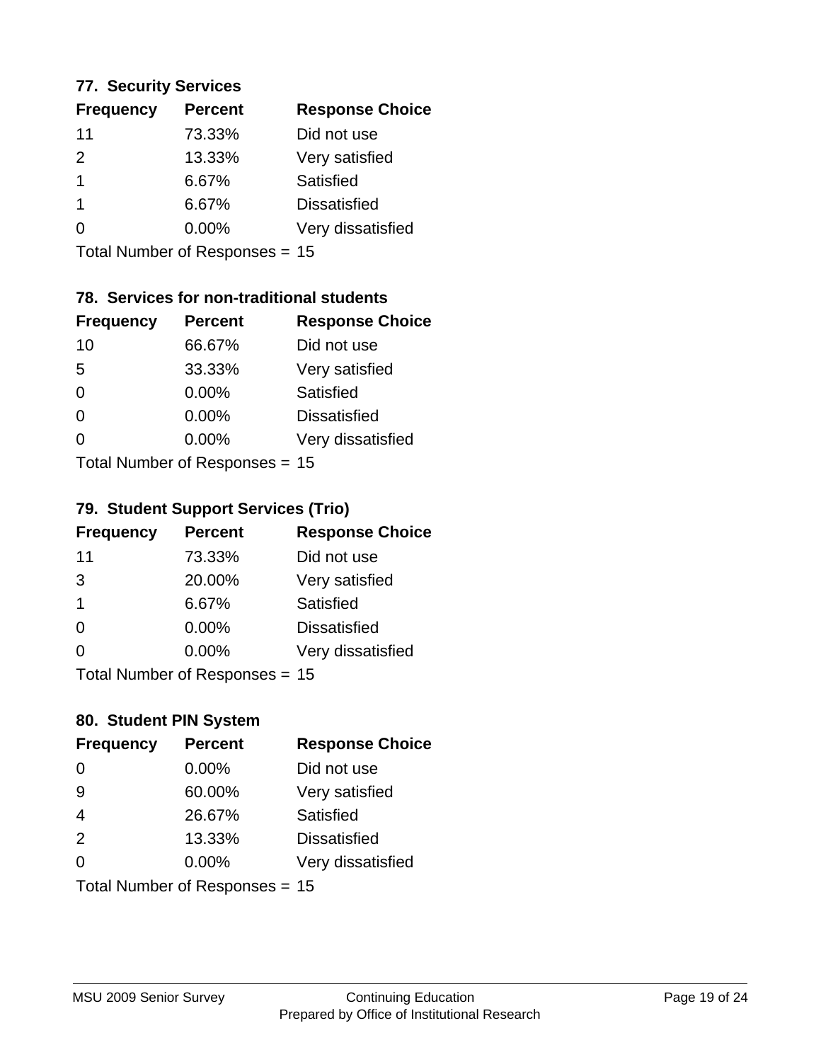### 77. Security Services

| Frequency | Percent | Response Choice |
|---|---|---|
| 11 | 73.33% | Did not use |
| 2 | 13.33% | Very satisfied |
| 1 | 6.67% | Satisfied |
| 1 | 6.67% | Dissatisfied |
| 0 | 0.00% | Very dissatisfied |

Total Number of Responses = 15

### 78. Services for non-traditional students

| Frequency | Percent | Response Choice |
|---|---|---|
| 10 | 66.67% | Did not use |
| 5 | 33.33% | Very satisfied |
| 0 | 0.00% | Satisfied |
| 0 | 0.00% | Dissatisfied |
| 0 | 0.00% | Very dissatisfied |

Total Number of Responses = 15

### 79. Student Support Services (Trio)

| Frequency | Percent | Response Choice |
|---|---|---|
| 11 | 73.33% | Did not use |
| 3 | 20.00% | Very satisfied |
| 1 | 6.67% | Satisfied |
| 0 | 0.00% | Dissatisfied |
| 0 | 0.00% | Very dissatisfied |

Total Number of Responses = 15

### 80. Student PIN System

| Frequency | Percent | Response Choice |
|---|---|---|
| 0 | 0.00% | Did not use |
| 9 | 60.00% | Very satisfied |
| 4 | 26.67% | Satisfied |
| 2 | 13.33% | Dissatisfied |
| 0 | 0.00% | Very dissatisfied |

Total Number of Responses = 15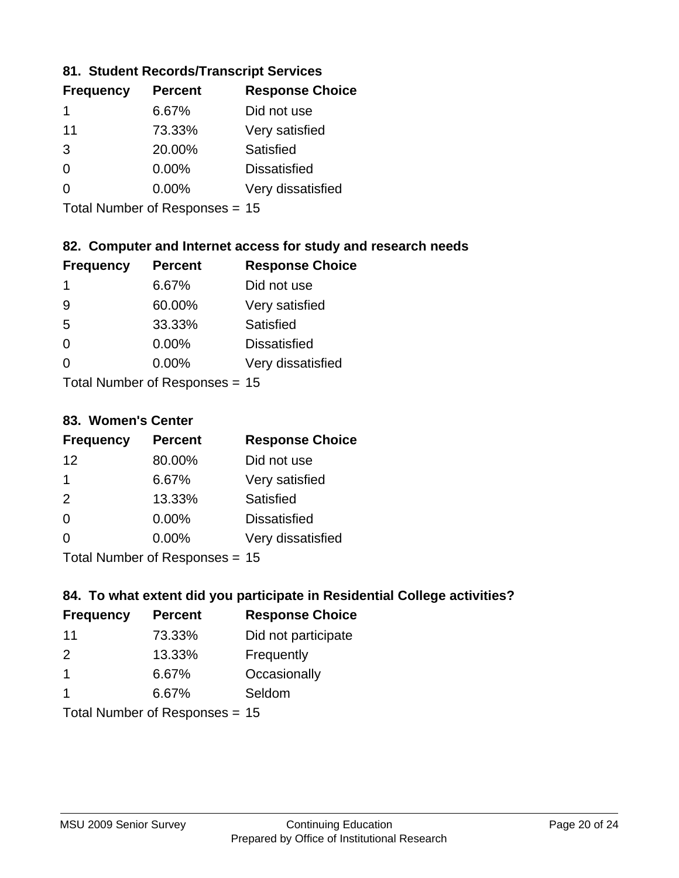### 81. Student Records/Transcript Services

| Frequency | Percent | Response Choice |
|---|---|---|
| 1 | 6.67% | Did not use |
| 11 | 73.33% | Very satisfied |
| 3 | 20.00% | Satisfied |
| 0 | 0.00% | Dissatisfied |
| 0 | 0.00% | Very dissatisfied |

Total Number of Responses = 15

### 82. Computer and Internet access for study and research needs

| Frequency | Percent | Response Choice |
|---|---|---|
| 1 | 6.67% | Did not use |
| 9 | 60.00% | Very satisfied |
| 5 | 33.33% | Satisfied |
| 0 | 0.00% | Dissatisfied |
| 0 | 0.00% | Very dissatisfied |

Total Number of Responses = 15

### 83. Women's Center

| Frequency | Percent | Response Choice |
|---|---|---|
| 12 | 80.00% | Did not use |
| 1 | 6.67% | Very satisfied |
| 2 | 13.33% | Satisfied |
| 0 | 0.00% | Dissatisfied |
| 0 | 0.00% | Very dissatisfied |

Total Number of Responses = 15

### 84. To what extent did you participate in Residential College activities?

| Frequency | Percent | Response Choice |
|---|---|---|
| 11 | 73.33% | Did not participate |
| 2 | 13.33% | Frequently |
| 1 | 6.67% | Occasionally |
| 1 | 6.67% | Seldom |

Total Number of Responses = 15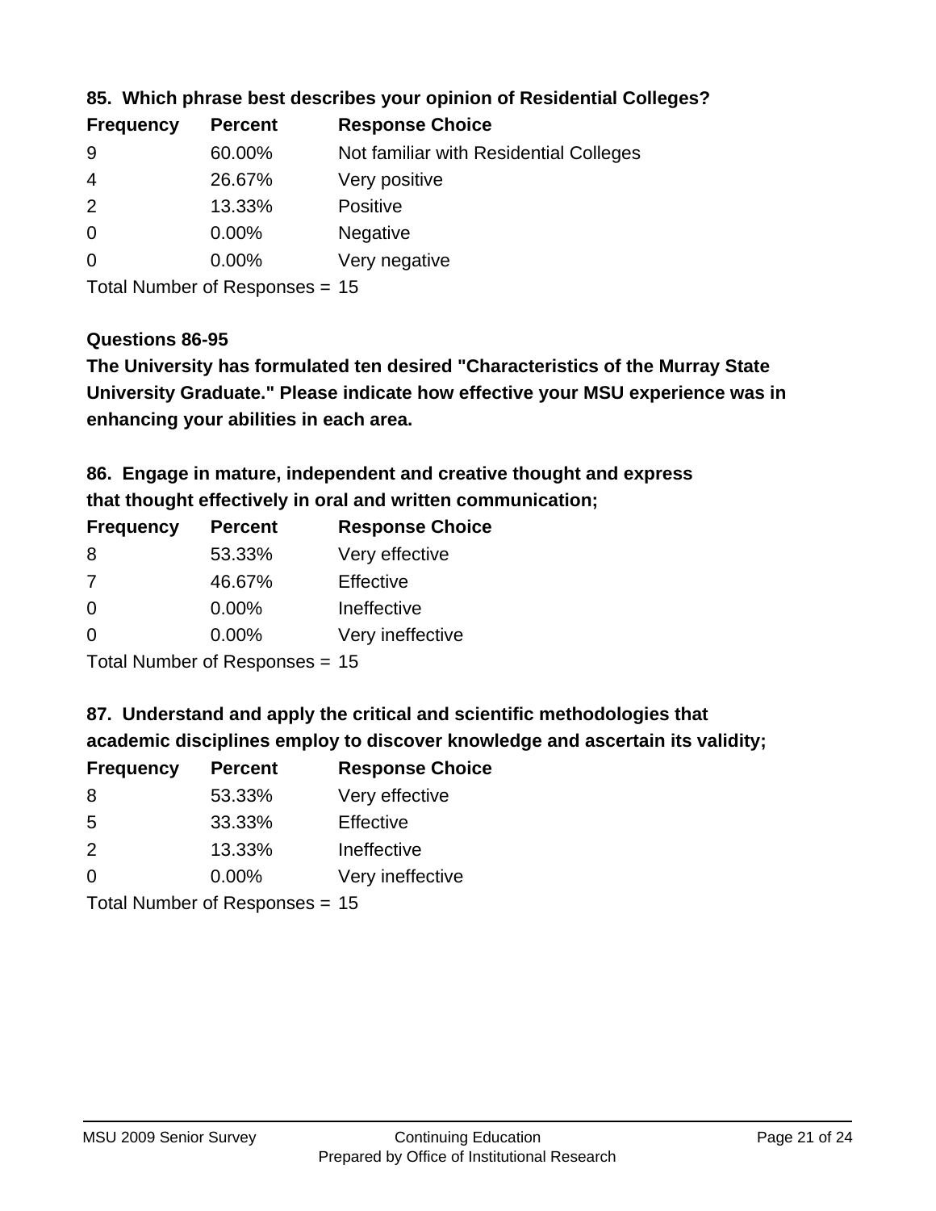**85. Which phrase best describes your opinion of Residential Colleges?**

| Frequency | Percent | Response Choice |
|---|---|---|
| 9 | 60.00% | Not familiar with Residential Colleges |
| 4 | 26.67% | Very positive |
| 2 | 13.33% | Positive |
| 0 | 0.00% | Negative |
| 0 | 0.00% | Very negative |

Total Number of Responses = 15

**Questions 86-95**

**The University has formulated ten desired "Characteristics of the Murray State University Graduate." Please indicate how effective your MSU experience was in enhancing your abilities in each area.**

**86. Engage in mature, independent and creative thought and express that thought effectively in oral and written communication;**

| Frequency | Percent | Response Choice |
|---|---|---|
| 8 | 53.33% | Very effective |
| 7 | 46.67% | Effective |
| 0 | 0.00% | Ineffective |
| 0 | 0.00% | Very ineffective |

Total Number of Responses = 15

**87. Understand and apply the critical and scientific methodologies that academic disciplines employ to discover knowledge and ascertain its validity;**

| Frequency | Percent | Response Choice |
|---|---|---|
| 8 | 53.33% | Very effective |
| 5 | 33.33% | Effective |
| 2 | 13.33% | Ineffective |
| 0 | 0.00% | Very ineffective |

Total Number of Responses = 15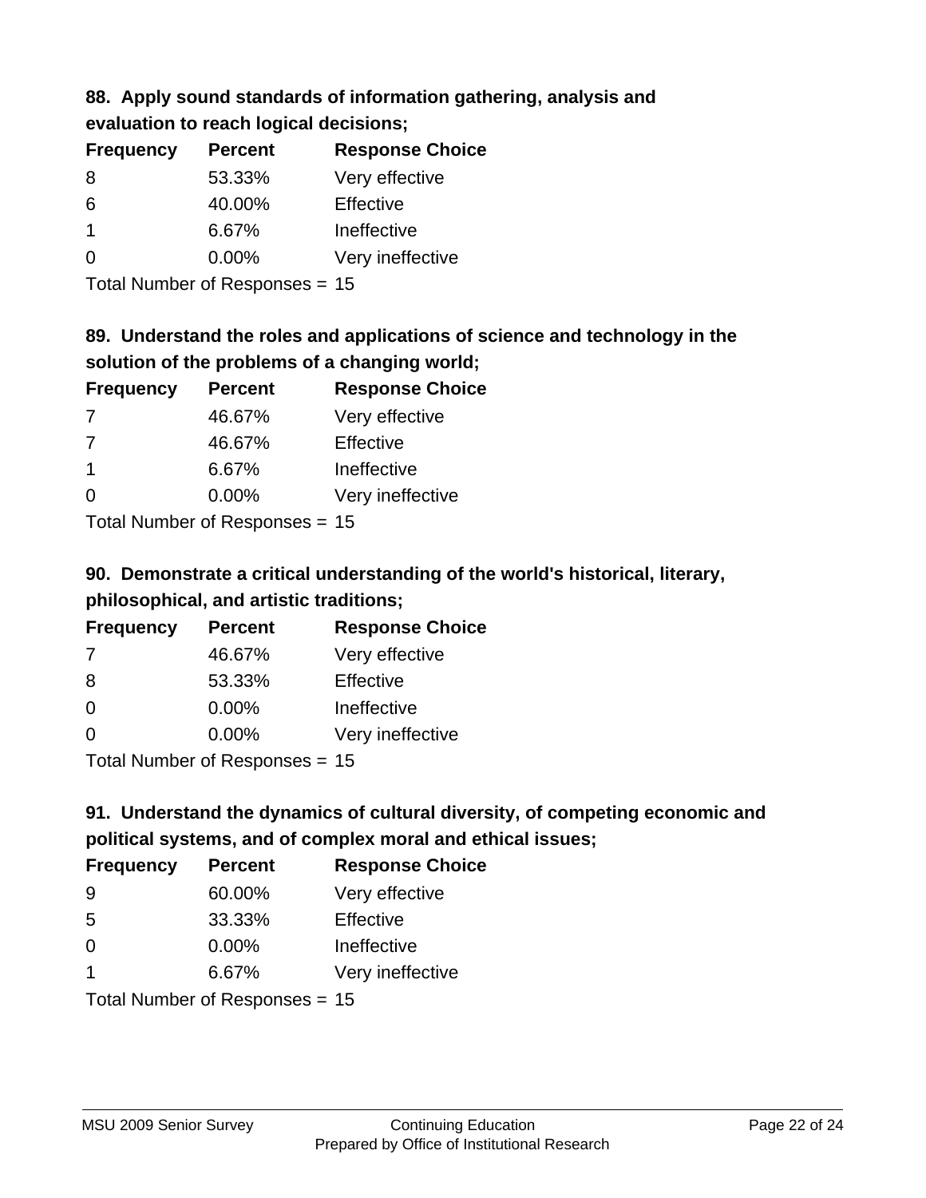### 88. Apply sound standards of information gathering, analysis and evaluation to reach logical decisions;

| Frequency | Percent | Response Choice |
| --- | --- | --- |
| 8 | 53.33% | Very effective |
| 6 | 40.00% | Effective |
| 1 | 6.67% | Ineffective |
| 0 | 0.00% | Very ineffective |

Total Number of Responses = 15

### 89. Understand the roles and applications of science and technology in the solution of the problems of a changing world;

| Frequency | Percent | Response Choice |
| --- | --- | --- |
| 7 | 46.67% | Very effective |
| 7 | 46.67% | Effective |
| 1 | 6.67% | Ineffective |
| 0 | 0.00% | Very ineffective |

Total Number of Responses = 15

### 90. Demonstrate a critical understanding of the world's historical, literary, philosophical, and artistic traditions;

| Frequency | Percent | Response Choice |
| --- | --- | --- |
| 7 | 46.67% | Very effective |
| 8 | 53.33% | Effective |
| 0 | 0.00% | Ineffective |
| 0 | 0.00% | Very ineffective |

Total Number of Responses = 15

### 91. Understand the dynamics of cultural diversity, of competing economic and political systems, and of complex moral and ethical issues;

| Frequency | Percent | Response Choice |
| --- | --- | --- |
| 9 | 60.00% | Very effective |
| 5 | 33.33% | Effective |
| 0 | 0.00% | Ineffective |
| 1 | 6.67% | Very ineffective |

Total Number of Responses = 15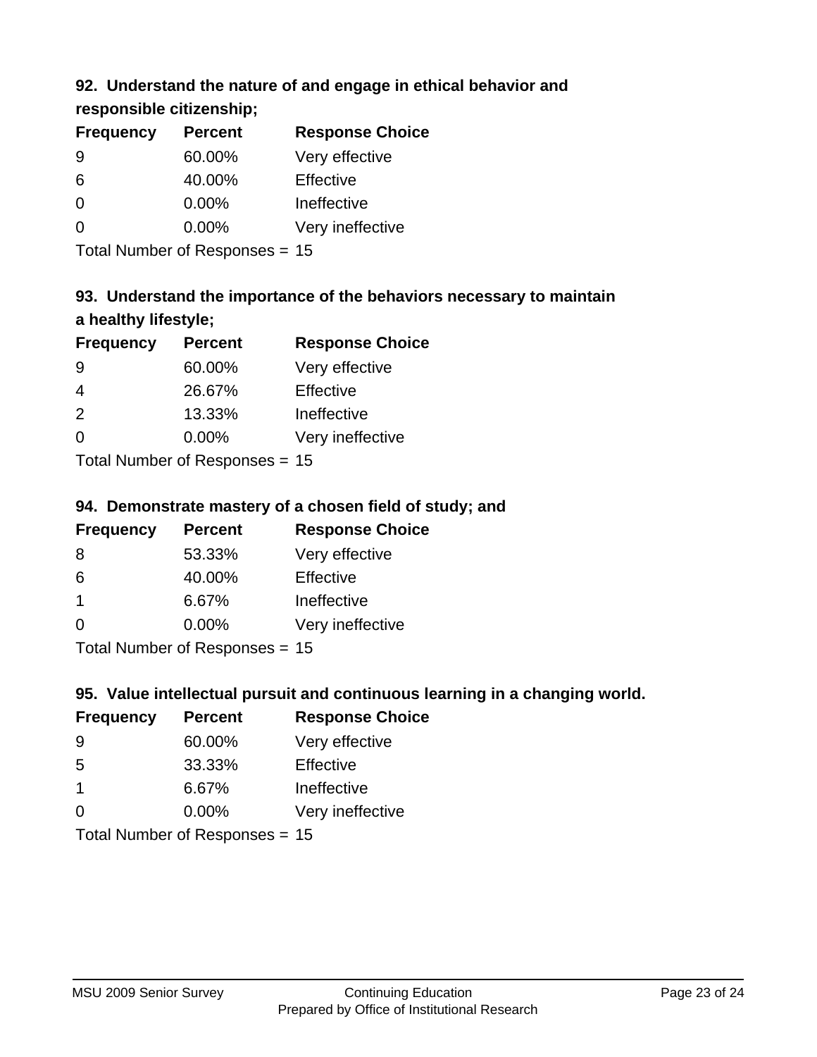### 92. Understand the nature of and engage in ethical behavior and responsible citizenship;

| Frequency | Percent | Response Choice |
|---|---|---|
| 9 | 60.00% | Very effective |
| 6 | 40.00% | Effective |
| 0 | 0.00% | Ineffective |
| 0 | 0.00% | Very ineffective |

Total Number of Responses = 15

### 93. Understand the importance of the behaviors necessary to maintain a healthy lifestyle;

| Frequency | Percent | Response Choice |
|---|---|---|
| 9 | 60.00% | Very effective |
| 4 | 26.67% | Effective |
| 2 | 13.33% | Ineffective |
| 0 | 0.00% | Very ineffective |

Total Number of Responses = 15

### 94. Demonstrate mastery of a chosen field of study; and

| Frequency | Percent | Response Choice |
|---|---|---|
| 8 | 53.33% | Very effective |
| 6 | 40.00% | Effective |
| 1 | 6.67% | Ineffective |
| 0 | 0.00% | Very ineffective |

Total Number of Responses = 15

### 95. Value intellectual pursuit and continuous learning in a changing world.

| Frequency | Percent | Response Choice |
|---|---|---|
| 9 | 60.00% | Very effective |
| 5 | 33.33% | Effective |
| 1 | 6.67% | Ineffective |
| 0 | 0.00% | Very ineffective |

Total Number of Responses = 15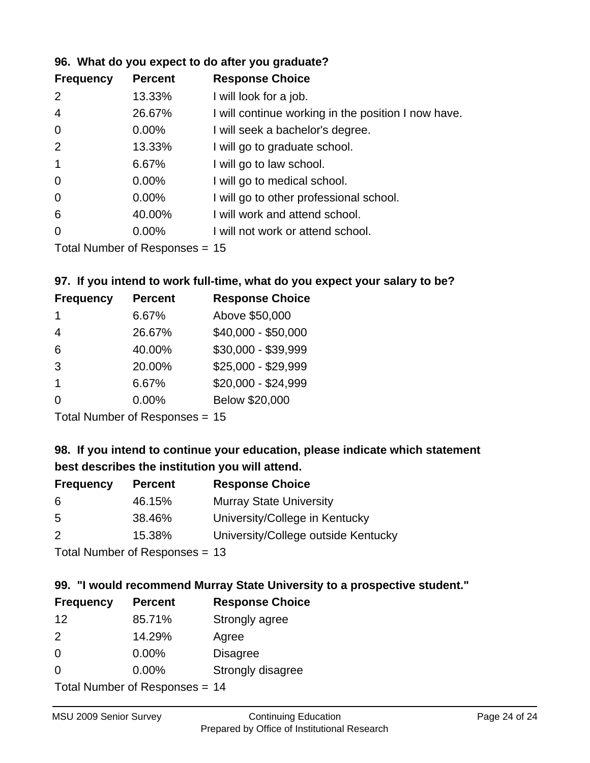### 96. What do you expect to do after you graduate?

| Frequency | Percent | Response Choice |
|---|---|---|
| 2 | 13.33% | I will look for a job. |
| 4 | 26.67% | I will continue working in the position I now have. |
| 0 | 0.00% | I will seek a bachelor's degree. |
| 2 | 13.33% | I will go to graduate school. |
| 1 | 6.67% | I will go to law school. |
| 0 | 0.00% | I will go to medical school. |
| 0 | 0.00% | I will go to other professional school. |
| 6 | 40.00% | I will work and attend school. |
| 0 | 0.00% | I will not work or attend school. |

Total Number of Responses = 15

### 97. If you intend to work full-time, what do you expect your salary to be?

| Frequency | Percent | Response Choice |
|---|---|---|
| 1 | 6.67% | Above $50,000 |
| 4 | 26.67% | $40,000 - $50,000 |
| 6 | 40.00% | $30,000 - $39,999 |
| 3 | 20.00% | $25,000 - $29,999 |
| 1 | 6.67% | $20,000 - $24,999 |
| 0 | 0.00% | Below $20,000 |

Total Number of Responses = 15

### 98. If you intend to continue your education, please indicate which statement best describes the institution you will attend.

| Frequency | Percent | Response Choice |
|---|---|---|
| 6 | 46.15% | Murray State University |
| 5 | 38.46% | University/College in Kentucky |
| 2 | 15.38% | University/College outside Kentucky |

Total Number of Responses = 13

### 99. "I would recommend Murray State University to a prospective student."

| Frequency | Percent | Response Choice |
|---|---|---|
| 12 | 85.71% | Strongly agree |
| 2 | 14.29% | Agree |
| 0 | 0.00% | Disagree |
| 0 | 0.00% | Strongly disagree |

Total Number of Responses = 14